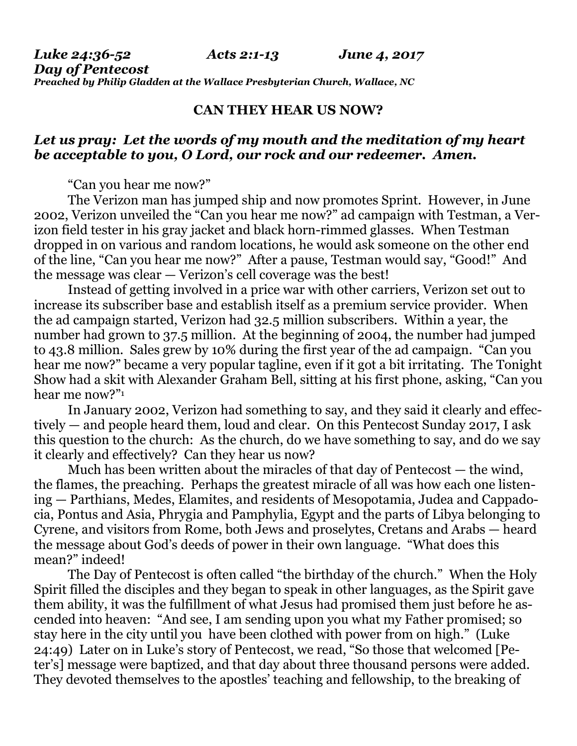***Luke 24:36-52 Acts 2:1-13 June 4, 2017***
***Day of Pentecost***
***Preached by Philip Gladden at the Wallace Presbyterian Church, Wallace, NC***

**CAN THEY HEAR US NOW?**

***Let us pray: Let the words of my mouth and the meditation of my heart be acceptable to you, O Lord, our rock and our redeemer. Amen.***

"Can you hear me now?"

The Verizon man has jumped ship and now promotes Sprint. However, in June 2002, Verizon unveiled the "Can you hear me now?" ad campaign with Testman, a Verizon field tester in his gray jacket and black horn-rimmed glasses. When Testman dropped in on various and random locations, he would ask someone on the other end of the line, "Can you hear me now?" After a pause, Testman would say, "Good!" And the message was clear — Verizon's cell coverage was the best!

Instead of getting involved in a price war with other carriers, Verizon set out to increase its subscriber base and establish itself as a premium service provider. When the ad campaign started, Verizon had 32.5 million subscribers. Within a year, the number had grown to 37.5 million. At the beginning of 2004, the number had jumped to 43.8 million. Sales grew by 10% during the first year of the ad campaign. "Can you hear me now?" became a very popular tagline, even if it got a bit irritating. The Tonight Show had a skit with Alexander Graham Bell, sitting at his first phone, asking, "Can you hear me now?"[1]

In January 2002, Verizon had something to say, and they said it clearly and effectively — and people heard them, loud and clear. On this Pentecost Sunday 2017, I ask this question to the church: As the church, do we have something to say, and do we say it clearly and effectively? Can they hear us now?

Much has been written about the miracles of that day of Pentecost — the wind, the flames, the preaching. Perhaps the greatest miracle of all was how each one listening — Parthians, Medes, Elamites, and residents of Mesopotamia, Judea and Cappadocia, Pontus and Asia, Phrygia and Pamphylia, Egypt and the parts of Libya belonging to Cyrene, and visitors from Rome, both Jews and proselytes, Cretans and Arabs — heard the message about God's deeds of power in their own language. "What does this mean?" indeed!

The Day of Pentecost is often called "the birthday of the church." When the Holy Spirit filled the disciples and they began to speak in other languages, as the Spirit gave them ability, it was the fulfillment of what Jesus had promised them just before he ascended into heaven: "And see, I am sending upon you what my Father promised; so stay here in the city until you have been clothed with power from on high." (Luke 24:49) Later on in Luke's story of Pentecost, we read, "So those that welcomed [Peter's] message were baptized, and that day about three thousand persons were added. They devoted themselves to the apostles' teaching and fellowship, to the breaking of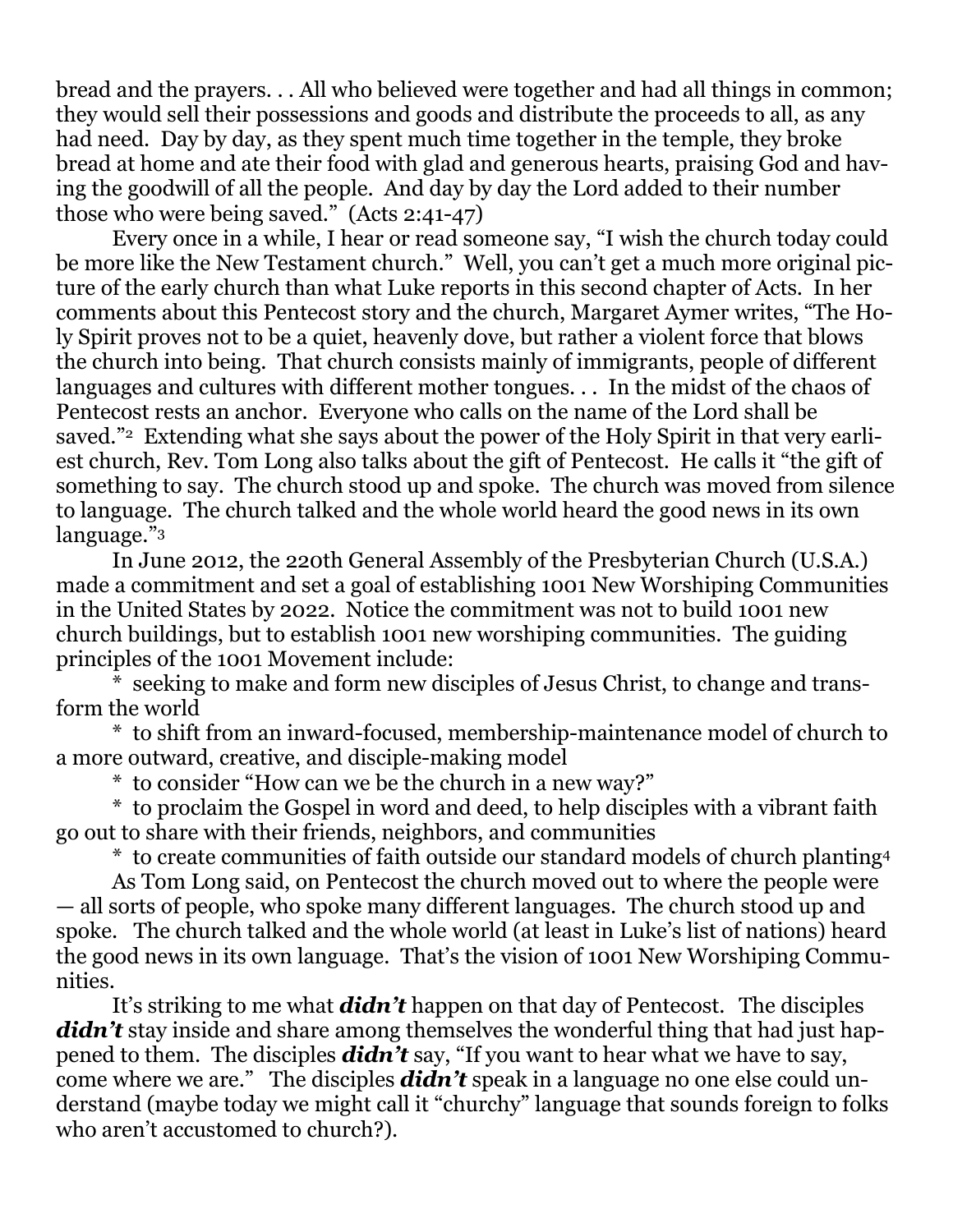bread and the prayers. . . All who believed were together and had all things in common; they would sell their possessions and goods and distribute the proceeds to all, as any had need. Day by day, as they spent much time together in the temple, they broke bread at home and ate their food with glad and generous hearts, praising God and having the goodwill of all the people. And day by day the Lord added to their number those who were being saved." (Acts 2:41-47)

Every once in a while, I hear or read someone say, "I wish the church today could be more like the New Testament church." Well, you can't get a much more original picture of the early church than what Luke reports in this second chapter of Acts. In her comments about this Pentecost story and the church, Margaret Aymer writes, "The Holy Spirit proves not to be a quiet, heavenly dove, but rather a violent force that blows the church into being. That church consists mainly of immigrants, people of different languages and cultures with different mother tongues. . . In the midst of the chaos of Pentecost rests an anchor. Everyone who calls on the name of the Lord shall be saved."[2] Extending what she says about the power of the Holy Spirit in that very earliest church, Rev. Tom Long also talks about the gift of Pentecost. He calls it "the gift of something to say. The church stood up and spoke. The church was moved from silence to language. The church talked and the whole world heard the good news in its own language."[3]

In June 2012, the 220th General Assembly of the Presbyterian Church (U.S.A.) made a commitment and set a goal of establishing 1001 New Worshiping Communities in the United States by 2022. Notice the commitment was not to build 1001 new church buildings, but to establish 1001 new worshiping communities. The guiding principles of the 1001 Movement include:

* seeking to make and form new disciples of Jesus Christ, to change and transform the world
* to shift from an inward-focused, membership-maintenance model of church to a more outward, creative, and disciple-making model
* to consider "How can we be the church in a new way?"
* to proclaim the Gospel in word and deed, to help disciples with a vibrant faith go out to share with their friends, neighbors, and communities
* to create communities of faith outside our standard models of church planting[4]

As Tom Long said, on Pentecost the church moved out to where the people were — all sorts of people, who spoke many different languages. The church stood up and spoke. The church talked and the whole world (at least in Luke's list of nations) heard the good news in its own language. That's the vision of 1001 New Worshiping Communities.

It's striking to me what ***didn't*** happen on that day of Pentecost. The disciples ***didn't*** stay inside and share among themselves the wonderful thing that had just happened to them. The disciples ***didn't*** say, "If you want to hear what we have to say, come where we are." The disciples ***didn't*** speak in a language no one else could understand (maybe today we might call it "churchy" language that sounds foreign to folks who aren't accustomed to church?).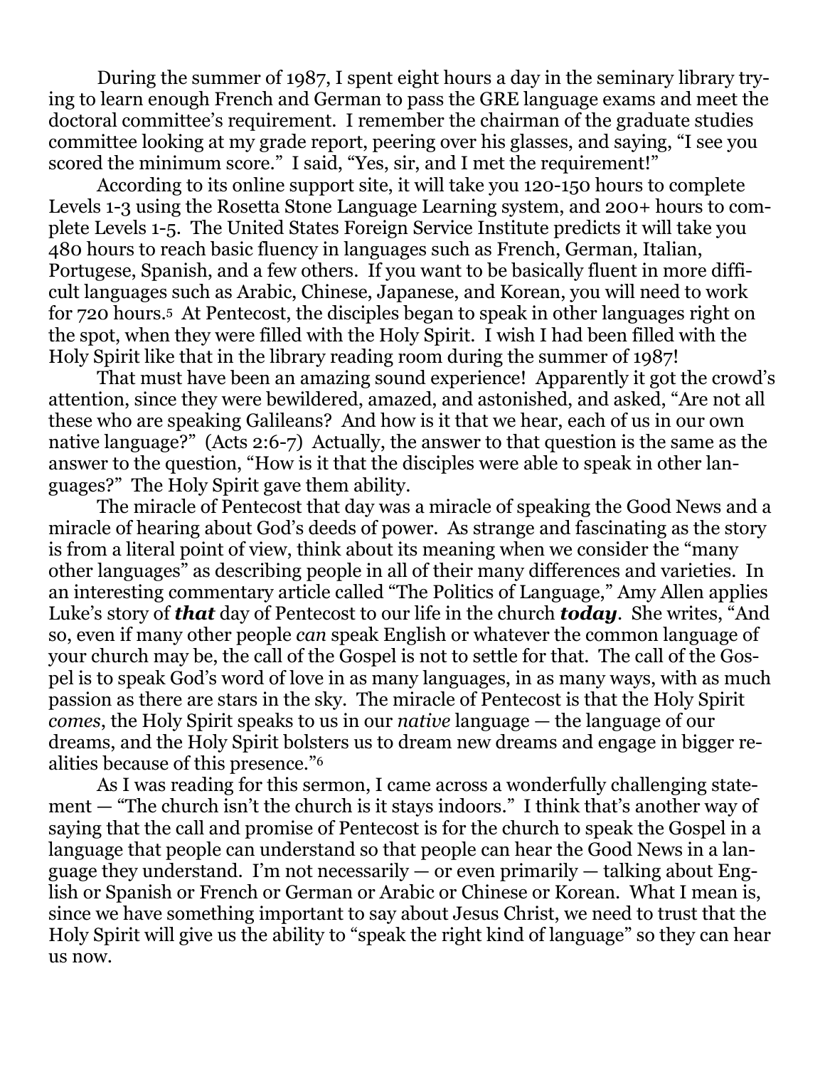During the summer of 1987, I spent eight hours a day in the seminary library trying to learn enough French and German to pass the GRE language exams and meet the doctoral committee's requirement. I remember the chairman of the graduate studies committee looking at my grade report, peering over his glasses, and saying, "I see you scored the minimum score." I said, "Yes, sir, and I met the requirement!"

According to its online support site, it will take you 120-150 hours to complete Levels 1-3 using the Rosetta Stone Language Learning system, and 200+ hours to complete Levels 1-5. The United States Foreign Service Institute predicts it will take you 480 hours to reach basic fluency in languages such as French, German, Italian, Portugese, Spanish, and a few others. If you want to be basically fluent in more difficult languages such as Arabic, Chinese, Japanese, and Korean, you will need to work for 720 hours.[5] At Pentecost, the disciples began to speak in other languages right on the spot, when they were filled with the Holy Spirit. I wish I had been filled with the Holy Spirit like that in the library reading room during the summer of 1987!

That must have been an amazing sound experience! Apparently it got the crowd's attention, since they were bewildered, amazed, and astonished, and asked, "Are not all these who are speaking Galileans? And how is it that we hear, each of us in our own native language?" (Acts 2:6-7) Actually, the answer to that question is the same as the answer to the question, "How is it that the disciples were able to speak in other languages?" The Holy Spirit gave them ability.

The miracle of Pentecost that day was a miracle of speaking the Good News and a miracle of hearing about God's deeds of power. As strange and fascinating as the story is from a literal point of view, think about its meaning when we consider the "many other languages" as describing people in all of their many differences and varieties. In an interesting commentary article called "The Politics of Language," Amy Allen applies Luke's story of ***that*** day of Pentecost to our life in the church ***today***. She writes, "And so, even if many other people *can* speak English or whatever the common language of your church may be, the call of the Gospel is not to settle for that. The call of the Gospel is to speak God's word of love in as many languages, in as many ways, with as much passion as there are stars in the sky. The miracle of Pentecost is that the Holy Spirit *comes*, the Holy Spirit speaks to us in our *native* language — the language of our dreams, and the Holy Spirit bolsters us to dream new dreams and engage in bigger realities because of this presence."[6]

As I was reading for this sermon, I came across a wonderfully challenging statement — "The church isn't the church is it stays indoors." I think that's another way of saying that the call and promise of Pentecost is for the church to speak the Gospel in a language that people can understand so that people can hear the Good News in a language they understand. I'm not necessarily — or even primarily — talking about English or Spanish or French or German or Arabic or Chinese or Korean. What I mean is, since we have something important to say about Jesus Christ, we need to trust that the Holy Spirit will give us the ability to "speak the right kind of language" so they can hear us now.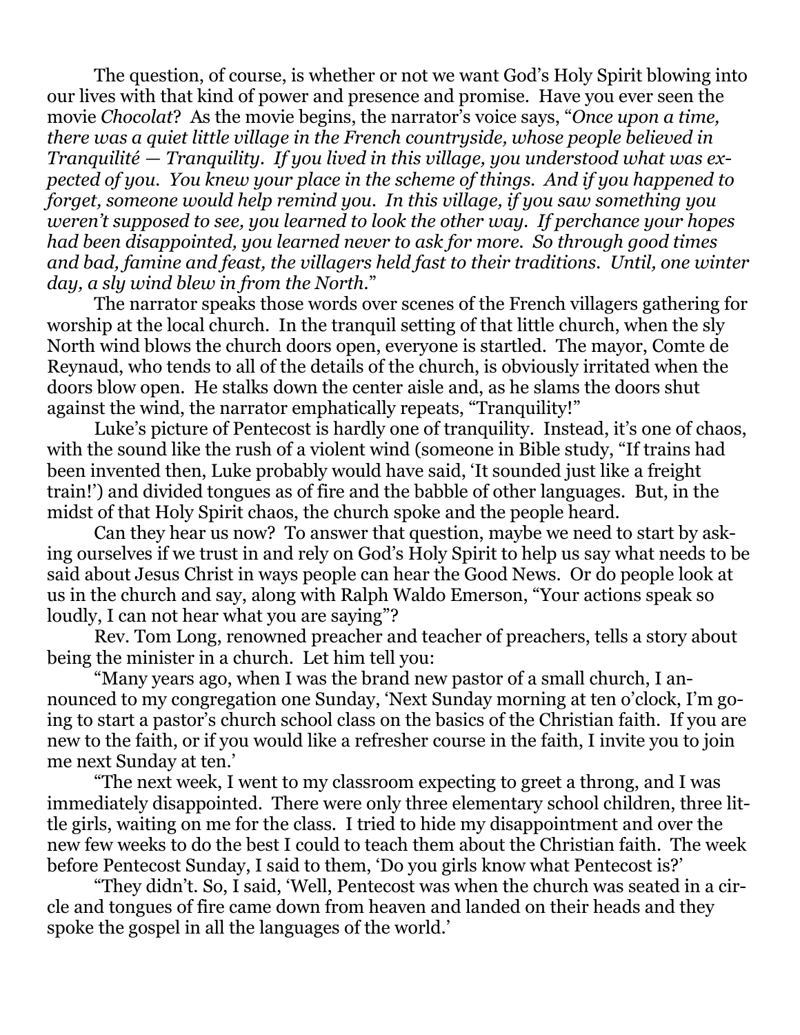The question, of course, is whether or not we want God's Holy Spirit blowing into our lives with that kind of power and presence and promise. Have you ever seen the movie *Chocolat*? As the movie begins, the narrator's voice says, "*Once upon a time, there was a quiet little village in the French countryside, whose people believed in Tranquilité — Tranquility. If you lived in this village, you understood what was expected of you. You knew your place in the scheme of things. And if you happened to forget, someone would help remind you. In this village, if you saw something you weren't supposed to see, you learned to look the other way. If perchance your hopes had been disappointed, you learned never to ask for more. So through good times and bad, famine and feast, the villagers held fast to their traditions. Until, one winter day, a sly wind blew in from the North.*"

The narrator speaks those words over scenes of the French villagers gathering for worship at the local church. In the tranquil setting of that little church, when the sly North wind blows the church doors open, everyone is startled. The mayor, Comte de Reynaud, who tends to all of the details of the church, is obviously irritated when the doors blow open. He stalks down the center aisle and, as he slams the doors shut against the wind, the narrator emphatically repeats, "Tranquility!"

Luke's picture of Pentecost is hardly one of tranquility. Instead, it's one of chaos, with the sound like the rush of a violent wind (someone in Bible study, "If trains had been invented then, Luke probably would have said, 'It sounded just like a freight train!') and divided tongues as of fire and the babble of other languages. But, in the midst of that Holy Spirit chaos, the church spoke and the people heard.

Can they hear us now? To answer that question, maybe we need to start by asking ourselves if we trust in and rely on God's Holy Spirit to help us say what needs to be said about Jesus Christ in ways people can hear the Good News. Or do people look at us in the church and say, along with Ralph Waldo Emerson, "Your actions speak so loudly, I can not hear what you are saying"?

Rev. Tom Long, renowned preacher and teacher of preachers, tells a story about being the minister in a church. Let him tell you:

"Many years ago, when I was the brand new pastor of a small church, I announced to my congregation one Sunday, 'Next Sunday morning at ten o'clock, I'm going to start a pastor's church school class on the basics of the Christian faith. If you are new to the faith, or if you would like a refresher course in the faith, I invite you to join me next Sunday at ten.'

"The next week, I went to my classroom expecting to greet a throng, and I was immediately disappointed. There were only three elementary school children, three little girls, waiting on me for the class. I tried to hide my disappointment and over the new few weeks to do the best I could to teach them about the Christian faith. The week before Pentecost Sunday, I said to them, 'Do you girls know what Pentecost is?'

"They didn't. So, I said, 'Well, Pentecost was when the church was seated in a circle and tongues of fire came down from heaven and landed on their heads and they spoke the gospel in all the languages of the world.'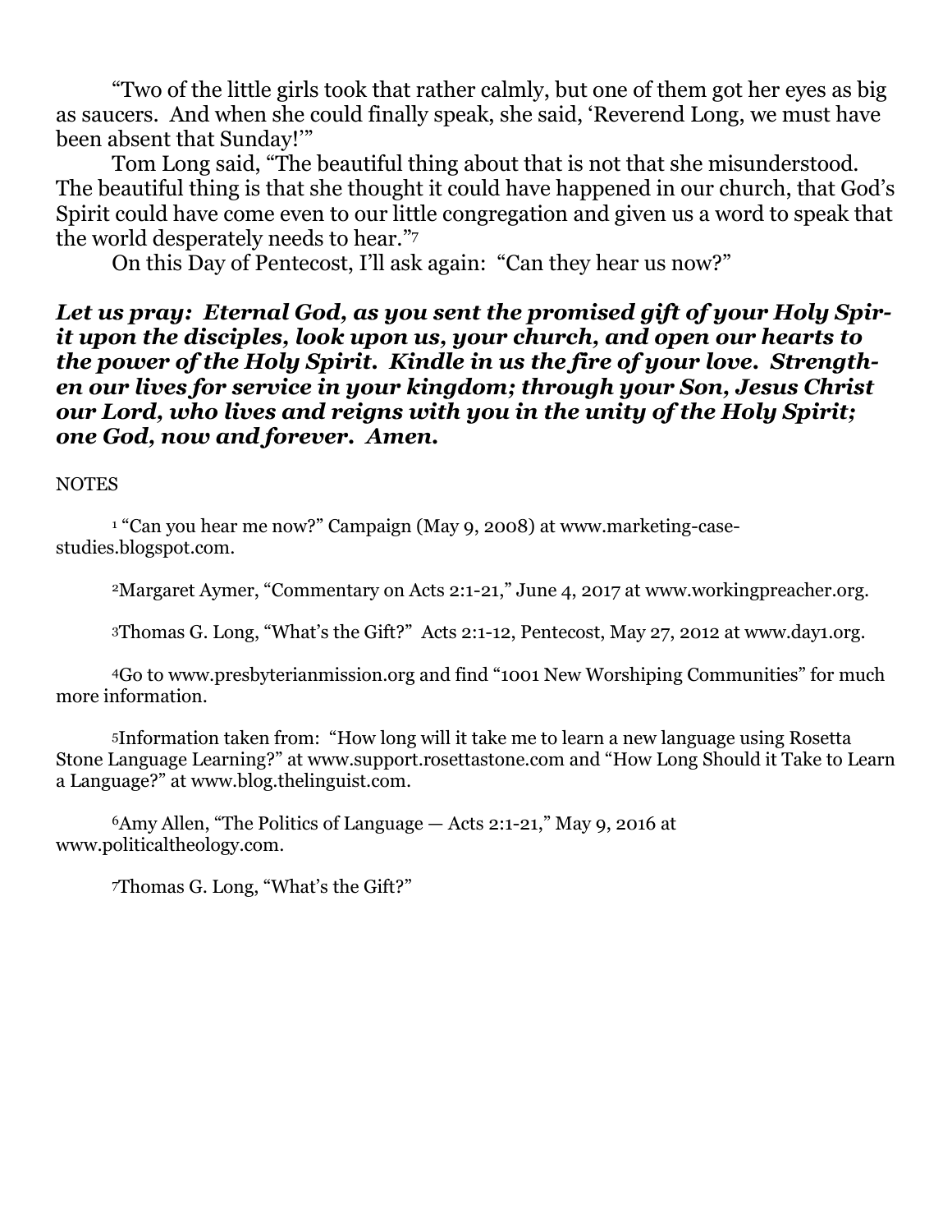"Two of the little girls took that rather calmly, but one of them got her eyes as big as saucers. And when she could finally speak, she said, 'Reverend Long, we must have been absent that Sunday!'"

Tom Long said, "The beautiful thing about that is not that she misunderstood. The beautiful thing is that she thought it could have happened in our church, that God's Spirit could have come even to our little congregation and given us a word to speak that the world desperately needs to hear."[7]

On this Day of Pentecost, I'll ask again: "Can they hear us now?"

***Let us pray: Eternal God, as you sent the promised gift of your Holy Spirit upon the disciples, look upon us, your church, and open our hearts to the power of the Holy Spirit. Kindle in us the fire of your love. Strengthen our lives for service in your kingdom; through your Son, Jesus Christ our Lord, who lives and reigns with you in the unity of the Holy Spirit; one God, now and forever. Amen.***

NOTES

[1] "Can you hear me now?" Campaign (May 9, 2008) at www.marketing-case-studies.blogspot.com.

[2] Margaret Aymer, "Commentary on Acts 2:1-21," June 4, 2017 at www.workingpreacher.org.

[3] Thomas G. Long, "What's the Gift?" Acts 2:1-12, Pentecost, May 27, 2012 at www.day1.org.

[4] Go to www.presbyterianmission.org and find "1001 New Worshiping Communities" for much more information.

[5] Information taken from: "How long will it take me to learn a new language using Rosetta Stone Language Learning?" at www.support.rosettastone.com and "How Long Should it Take to Learn a Language?" at www.blog.thelinguist.com.

[6] Amy Allen, "The Politics of Language — Acts 2:1-21," May 9, 2016 at www.politicaltheology.com.

[7] Thomas G. Long, "What's the Gift?"